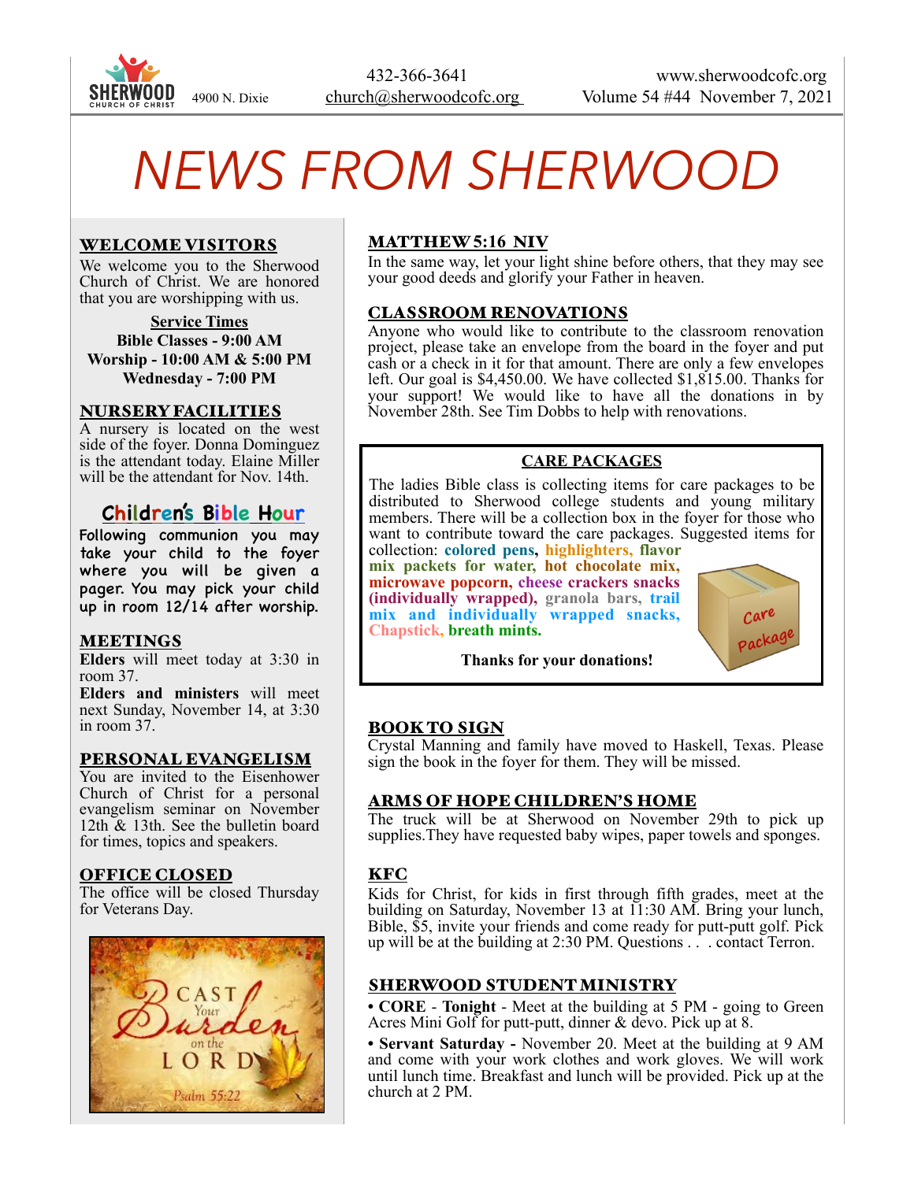SHERWOOD CHURCH OF CHRIST 4900 N. Dixie

432-366-3641
church@sherwoodcofc.org

www.sherwoodcofc.org
Volume 54 #44 November 7, 2021

# NEWS FROM SHERWOOD

## WELCOME VISITORS

We welcome you to the Sherwood Church of Christ. We are honored that you are worshipping with us.

**Service Times**
**Bible Classes - 9:00 AM**
**Worship - 10:00 AM & 5:00 PM**
**Wednesday - 7:00 PM**

## NURSERY FACILITIES

A nursery is located on the west side of the foyer. Donna Dominguez is the attendant today. Elaine Miller will be the attendant for Nov. 14th.

## Children's Bible Hour

Following communion you may take your child to the foyer where you will be given a pager. You may pick your child up in room 12/14 after worship.

## MEETINGS

**Elders** will meet today at 3:30 in room 37.
**Elders and ministers** will meet next Sunday, November 14, at 3:30 in room 37.

## PERSONAL EVANGELISM

You are invited to the Eisenhower Church of Christ for a personal evangelism seminar on November 12th & 13th. See the bulletin board for times, topics and speakers.

## OFFICE CLOSED

The office will be closed Thursday for Veterans Day.

CAST Your Burden on the LORD
Psalm 55:22

## MATTHEW 5:16 NIV

In the same way, let your light shine before others, that they may see your good deeds and glorify your Father in heaven.

## CLASSROOM RENOVATIONS

Anyone who would like to contribute to the classroom renovation project, please take an envelope from the board in the foyer and put cash or a check in it for that amount. There are only a few envelopes left. Our goal is $4,450.00. We have collected $1,815.00. Thanks for your support! We would like to have all the donations in by November 28th. See Tim Dobbs to help with renovations.

## CARE PACKAGES

The ladies Bible class is collecting items for care packages to be distributed to Sherwood college students and young military members. There will be a collection box in the foyer for those who want to contribute toward the care packages. Suggested items for collection: **colored pens, highlighters, flavor mix packets for water, hot chocolate mix, microwave popcorn, cheese crackers snacks (individually wrapped), granola bars, trail mix and individually wrapped snacks, Chapstick, breath mints.**

**Thanks for your donations!**

## BOOK TO SIGN

Crystal Manning and family have moved to Haskell, Texas. Please sign the book in the foyer for them. They will be missed.

## ARMS OF HOPE CHILDREN'S HOME

The truck will be at Sherwood on November 29th to pick up supplies.They have requested baby wipes, paper towels and sponges.

## KFC

Kids for Christ, for kids in first through fifth grades, meet at the building on Saturday, November 13 at 11:30 AM. Bring your lunch, Bible, $5, invite your friends and come ready for putt-putt golf. Pick up will be at the building at 2:30 PM. Questions . . . contact Terron.

## SHERWOOD STUDENT MINISTRY

- **CORE** - **Tonight** - Meet at the building at 5 PM - going to Green Acres Mini Golf for putt-putt, dinner & devo. Pick up at 8.
- **Servant Saturday -** November 20. Meet at the building at 9 AM and come with your work clothes and work gloves. We will work until lunch time. Breakfast and lunch will be provided. Pick up at the church at 2 PM.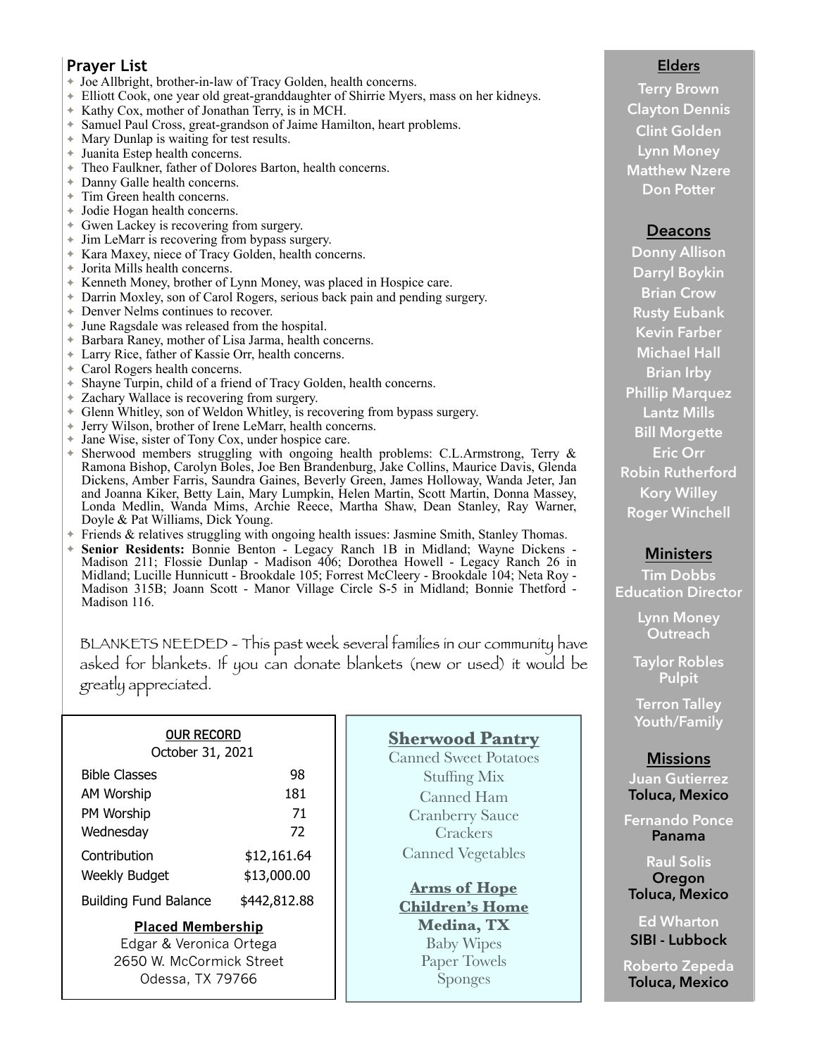## Prayer List

- Joe Allbright, brother-in-law of Tracy Golden, health concerns.
- Elliott Cook, one year old great-granddaughter of Shirrie Myers, mass on her kidneys.
- Kathy Cox, mother of Jonathan Terry, is in MCH.
- Samuel Paul Cross, great-grandson of Jaime Hamilton, heart problems.
- Mary Dunlap is waiting for test results.
- Juanita Estep health concerns.
- Theo Faulkner, father of Dolores Barton, health concerns.
- Danny Galle health concerns.
- Tim Green health concerns.
- Jodie Hogan health concerns.
- Gwen Lackey is recovering from surgery.
- Jim LeMarr is recovering from bypass surgery.
- Kara Maxey, niece of Tracy Golden, health concerns.
- Jorita Mills health concerns.
- Kenneth Money, brother of Lynn Money, was placed in Hospice care.
- Darrin Moxley, son of Carol Rogers, serious back pain and pending surgery.
- Denver Nelms continues to recover.
- June Ragsdale was released from the hospital.
- Barbara Raney, mother of Lisa Jarma, health concerns.
- Larry Rice, father of Kassie Orr, health concerns.
- Carol Rogers health concerns.
- Shayne Turpin, child of a friend of Tracy Golden, health concerns.
- Zachary Wallace is recovering from surgery.
- Glenn Whitley, son of Weldon Whitley, is recovering from bypass surgery.
- Jerry Wilson, brother of Irene LeMarr, health concerns.
- Jane Wise, sister of Tony Cox, under hospice care.
- Sherwood members struggling with ongoing health problems: C.L.Armstrong, Terry & Ramona Bishop, Carolyn Boles, Joe Ben Brandenburg, Jake Collins, Maurice Davis, Glenda Dickens, Amber Farris, Saundra Gaines, Beverly Green, James Holloway, Wanda Jeter, Jan and Joanna Kiker, Betty Lain, Mary Lumpkin, Helen Martin, Scott Martin, Donna Massey, Londa Medlin, Wanda Mims, Archie Reece, Martha Shaw, Dean Stanley, Ray Warner, Doyle & Pat Williams, Dick Young.
- Friends & relatives struggling with ongoing health issues: Jasmine Smith, Stanley Thomas.
- **Senior Residents:** Bonnie Benton - Legacy Ranch 1B in Midland; Wayne Dickens - Madison 211; Flossie Dunlap - Madison 406; Dorothea Howell - Legacy Ranch 26 in Midland; Lucille Hunnicutt - Brookdale 105; Forrest McCleery - Brookdale 104; Neta Roy - Madison 315B; Joann Scott - Manor Village Circle S-5 in Midland; Bonnie Thetford - Madison 116.

BLANKETS NEEDED - This past week several families in our community have asked for blankets. If you can donate blankets (new or used) it would be greatly appreciated.

### OUR RECORD

October 31, 2021

| | |
|---|---|
| Bible Classes | 98 |
| AM Worship | 181 |
| PM Worship | 71 |
| Wednesday | 72 |
| Contribution | $12,161.64 |
| Weekly Budget | $13,000.00 |
| Building Fund Balance | $442,812.88 |

**Placed Membership**

Edgar & Veronica Ortega
2650 W. McCormick Street
Odessa, TX 79766

### Sherwood Pantry

Canned Sweet Potatoes
Stuffing Mix
Canned Ham
Cranberry Sauce
Crackers
Canned Vegetables

**Arms of Hope Children's Home Medina, TX**

Baby Wipes
Paper Towels
Sponges

### Elders

Terry Brown
Clayton Dennis
Clint Golden
Lynn Money
Matthew Nzere
Don Potter

### Deacons

Donny Allison
Darryl Boykin
Brian Crow
Rusty Eubank
Kevin Farber
Michael Hall
Brian Irby
Phillip Marquez
Lantz Mills
Bill Morgette
Eric Orr
Robin Rutherford
Kory Willey
Roger Winchell

### Ministers

Tim Dobbs
Education Director

Lynn Money
Outreach

Taylor Robles
Pulpit

Terron Talley
Youth/Family

### Missions

Juan Gutierrez
Toluca, Mexico

Fernando Ponce
Panama

Raul Solis
Oregon
Toluca, Mexico

Ed Wharton
SIBI - Lubbock

Roberto Zepeda
Toluca, Mexico